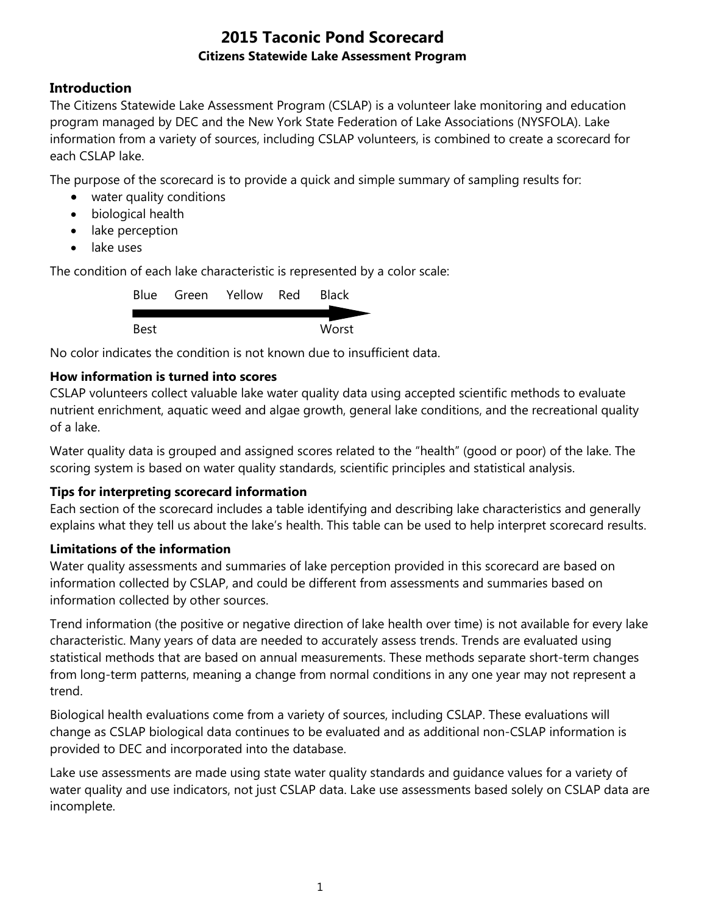# 2015 Taconic Pond Scorecard

**Citizens Statewide Lake Assessment Program**

## Introduction

The Citizens Statewide Lake Assessment Program (CSLAP) is a volunteer lake monitoring and education program managed by DEC and the New York State Federation of Lake Associations (NYSFOLA). Lake information from a variety of sources, including CSLAP volunteers, is combined to create a scorecard for each CSLAP lake.

The purpose of the scorecard is to provide a quick and simple summary of sampling results for:

- water quality conditions
- biological health
- lake perception
- lake uses

The condition of each lake characteristic is represented by a color scale:

Blue Green Yellow Red Black

Best → Worst

No color indicates the condition is not known due to insufficient data.

### How information is turned into scores

CSLAP volunteers collect valuable lake water quality data using accepted scientific methods to evaluate nutrient enrichment, aquatic weed and algae growth, general lake conditions, and the recreational quality of a lake.

Water quality data is grouped and assigned scores related to the "health" (good or poor) of the lake. The scoring system is based on water quality standards, scientific principles and statistical analysis.

### Tips for interpreting scorecard information

Each section of the scorecard includes a table identifying and describing lake characteristics and generally explains what they tell us about the lake's health. This table can be used to help interpret scorecard results.

### Limitations of the information

Water quality assessments and summaries of lake perception provided in this scorecard are based on information collected by CSLAP, and could be different from assessments and summaries based on information collected by other sources.

Trend information (the positive or negative direction of lake health over time) is not available for every lake characteristic. Many years of data are needed to accurately assess trends. Trends are evaluated using statistical methods that are based on annual measurements. These methods separate short-term changes from long-term patterns, meaning a change from normal conditions in any one year may not represent a trend.

Biological health evaluations come from a variety of sources, including CSLAP. These evaluations will change as CSLAP biological data continues to be evaluated and as additional non-CSLAP information is provided to DEC and incorporated into the database.

Lake use assessments are made using state water quality standards and guidance values for a variety of water quality and use indicators, not just CSLAP data. Lake use assessments based solely on CSLAP data are incomplete.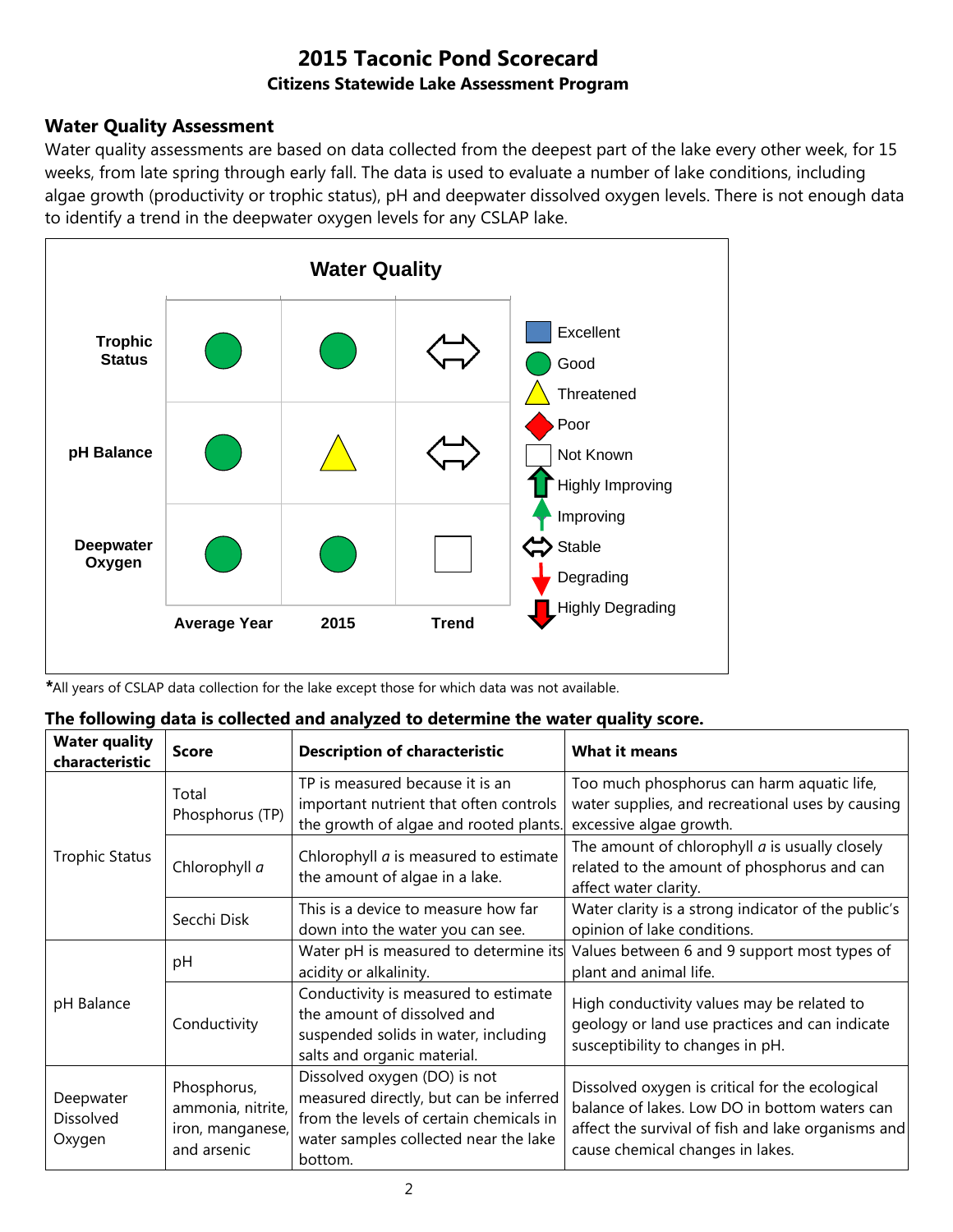# 2015 Taconic Pond Scorecard

**Citizens Statewide Lake Assessment Program**

## Water Quality Assessment

Water quality assessments are based on data collected from the deepest part of the lake every other week, for 15 weeks, from late spring through early fall. The data is used to evaluate a number of lake conditions, including algae growth (productivity or trophic status), pH and deepwater dissolved oxygen levels. There is not enough data to identify a trend in the deepwater oxygen levels for any CSLAP lake.

**Water Quality**

| | Average Year | 2015 | Trend |
|---|---|---|---|
| **Trophic Status** | Good | Good | Stable |
| **pH Balance** | Good | Threatened | Stable |
| **Deepwater Oxygen** | Good | Good | Not Known |

Legend: Excellent, Good, Threatened, Poor, Not Known, Highly Improving, Improving, Stable, Degrading, Highly Degrading

*All years of CSLAP data collection for the lake except those for which data was not available.

**The following data is collected and analyzed to determine the water quality score.**

| Water quality characteristic | Score | Description of characteristic | What it means |
|---|---|---|---|
| Trophic Status | Total Phosphorus (TP) | TP is measured because it is an important nutrient that often controls the growth of algae and rooted plants. | Too much phosphorus can harm aquatic life, water supplies, and recreational uses by causing excessive algae growth. |
| | Chlorophyll *a* | Chlorophyll *a* is measured to estimate the amount of algae in a lake. | The amount of chlorophyll *a* is usually closely related to the amount of phosphorus and can affect water clarity. |
| | Secchi Disk | This is a device to measure how far down into the water you can see. | Water clarity is a strong indicator of the public's opinion of lake conditions. |
| pH Balance | pH | Water pH is measured to determine its acidity or alkalinity. | Values between 6 and 9 support most types of plant and animal life. |
| | Conductivity | Conductivity is measured to estimate the amount of dissolved and suspended solids in water, including salts and organic material. | High conductivity values may be related to geology or land use practices and can indicate susceptibility to changes in pH. |
| Deepwater Dissolved Oxygen | Phosphorus, ammonia, nitrite, iron, manganese, and arsenic | Dissolved oxygen (DO) is not measured directly, but can be inferred from the levels of certain chemicals in water samples collected near the lake bottom. | Dissolved oxygen is critical for the ecological balance of lakes. Low DO in bottom waters can affect the survival of fish and lake organisms and cause chemical changes in lakes. |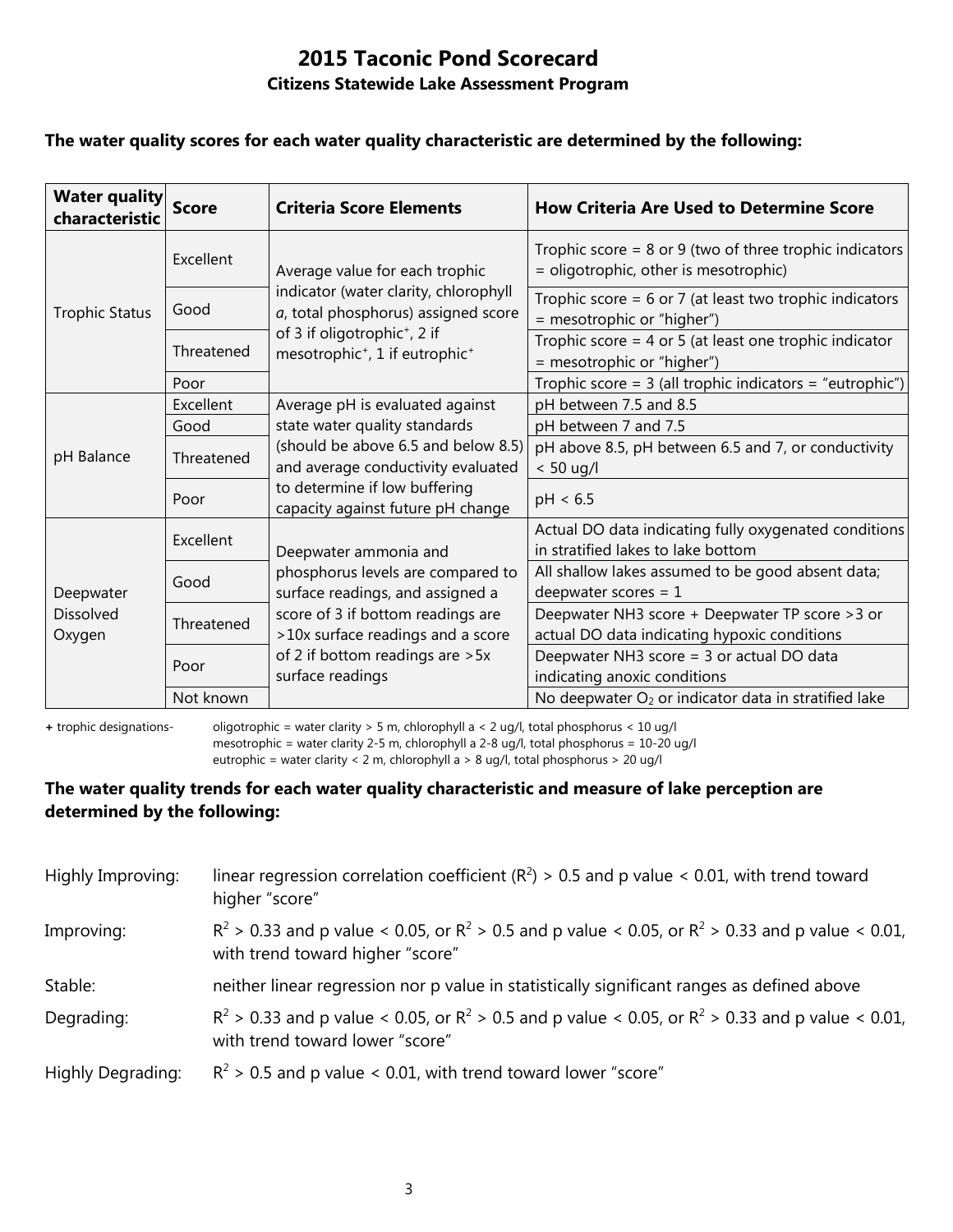# 2015 Taconic Pond Scorecard

## Citizens Statewide Lake Assessment Program

**The water quality scores for each water quality characteristic are determined by the following:**

| Water quality characteristic | Score | Criteria Score Elements | How Criteria Are Used to Determine Score |
|---|---|---|---|
| Trophic Status | Excellent | Average value for each trophic indicator (water clarity, chlorophyll *a*, total phosphorus) assigned score of 3 if oligotrophic+, 2 if mesotrophic+, 1 if eutrophic+ | Trophic score = 8 or 9 (two of three trophic indicators = oligotrophic, other is mesotrophic) |
| | Good | | Trophic score = 6 or 7 (at least two trophic indicators = mesotrophic or "higher") |
| | Threatened | | Trophic score = 4 or 5 (at least one trophic indicator = mesotrophic or "higher") |
| | Poor | | Trophic score = 3 (all trophic indicators = "eutrophic") |
| pH Balance | Excellent | Average pH is evaluated against state water quality standards (should be above 6.5 and below 8.5) and average conductivity evaluated to determine if low buffering capacity against future pH change | pH between 7.5 and 8.5 |
| | Good | | pH between 7 and 7.5 |
| | Threatened | | pH above 8.5, pH between 6.5 and 7, or conductivity < 50 ug/l |
| | Poor | | pH < 6.5 |
| Deepwater Dissolved Oxygen | Excellent | Deepwater ammonia and phosphorus levels are compared to surface readings, and assigned a score of 3 if bottom readings are >10x surface readings and a score of 2 if bottom readings are >5x surface readings | Actual DO data indicating fully oxygenated conditions in stratified lakes to lake bottom |
| | Good | | All shallow lakes assumed to be good absent data; deepwater scores = 1 |
| | Threatened | | Deepwater NH3 score + Deepwater TP score >3 or actual DO data indicating hypoxic conditions |
| | Poor | | Deepwater NH3 score = 3 or actual DO data indicating anoxic conditions |
| | Not known | | No deepwater $O_2$ or indicator data in stratified lake |

**+** trophic designations-
oligotrophic = water clarity > 5 m, chlorophyll a < 2 ug/l, total phosphorus < 10 ug/l
mesotrophic = water clarity 2-5 m, chlorophyll a 2-8 ug/l, total phosphorus = 10-20 ug/l
eutrophic = water clarity < 2 m, chlorophyll a > 8 ug/l, total phosphorus > 20 ug/l

**The water quality trends for each water quality characteristic and measure of lake perception are determined by the following:**

Highly Improving: linear regression correlation coefficient ($R^2$) > 0.5 and p value < 0.01, with trend toward higher "score"

Improving: $R^2$ > 0.33 and p value < 0.05, or $R^2$ > 0.5 and p value < 0.05, or $R^2$ > 0.33 and p value < 0.01, with trend toward higher "score"

Stable: neither linear regression nor p value in statistically significant ranges as defined above

Degrading: $R^2$ > 0.33 and p value < 0.05, or $R^2$ > 0.5 and p value < 0.05, or $R^2$ > 0.33 and p value < 0.01, with trend toward lower "score"

Highly Degrading: $R^2$ > 0.5 and p value < 0.01, with trend toward lower "score"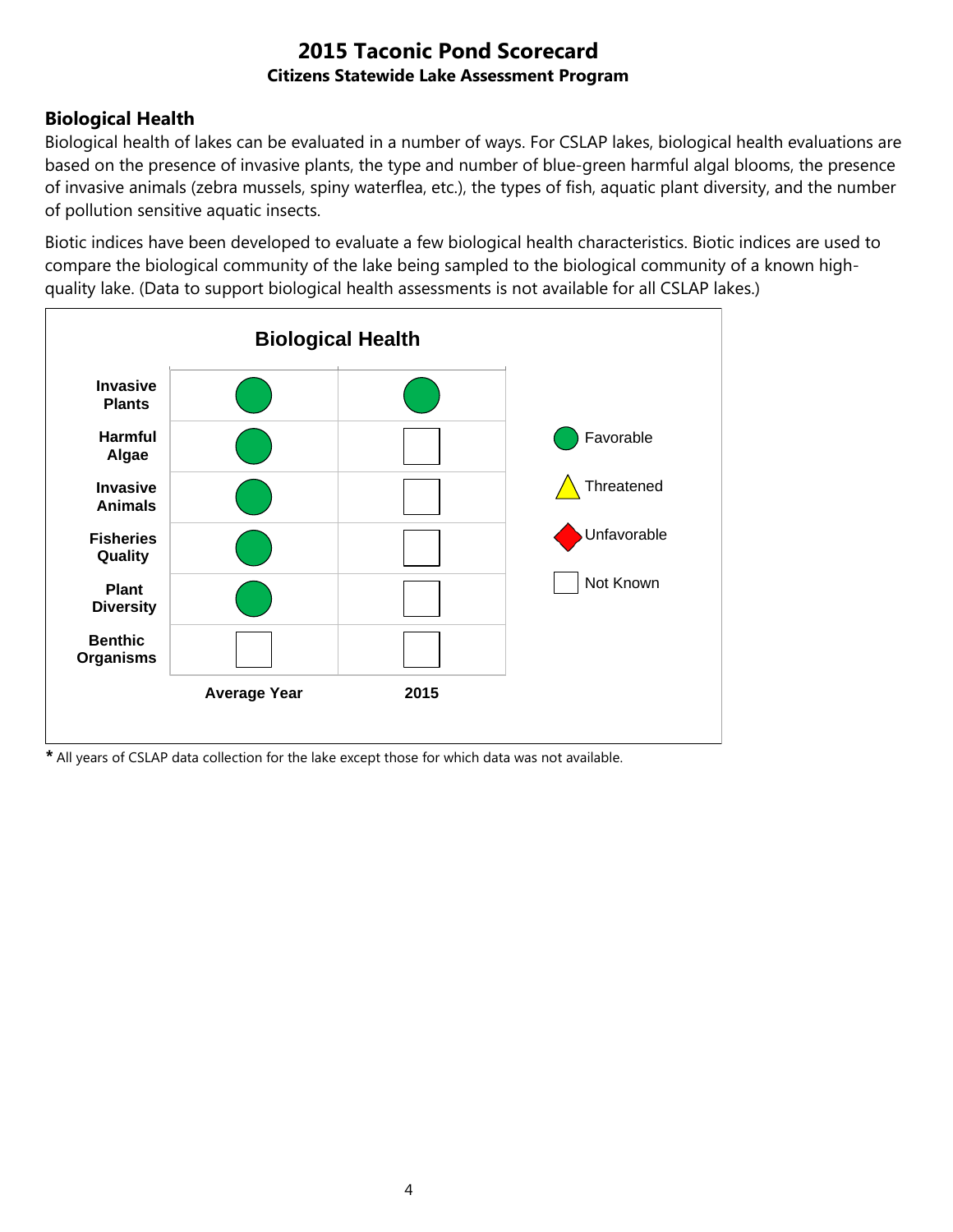# 2015 Taconic Pond Scorecard

**Citizens Statewide Lake Assessment Program**

## Biological Health

Biological health of lakes can be evaluated in a number of ways. For CSLAP lakes, biological health evaluations are based on the presence of invasive plants, the type and number of blue-green harmful algal blooms, the presence of invasive animals (zebra mussels, spiny waterflea, etc.), the types of fish, aquatic plant diversity, and the number of pollution sensitive aquatic insects.

Biotic indices have been developed to evaluate a few biological health characteristics. Biotic indices are used to compare the biological community of the lake being sampled to the biological community of a known high-quality lake. (Data to support biological health assessments is not available for all CSLAP lakes.)

**Biological Health**

| | Average Year | 2015 |
|---|---|---|
| Invasive Plants | Favorable | Favorable |
| Harmful Algae | Favorable | Not Known |
| Invasive Animals | Favorable | Not Known |
| Fisheries Quality | Favorable | Not Known |
| Plant Diversity | Favorable | Not Known |
| Benthic Organisms | Not Known | Not Known |

Legend: Favorable; Threatened; Unfavorable; Not Known

* All years of CSLAP data collection for the lake except those for which data was not available.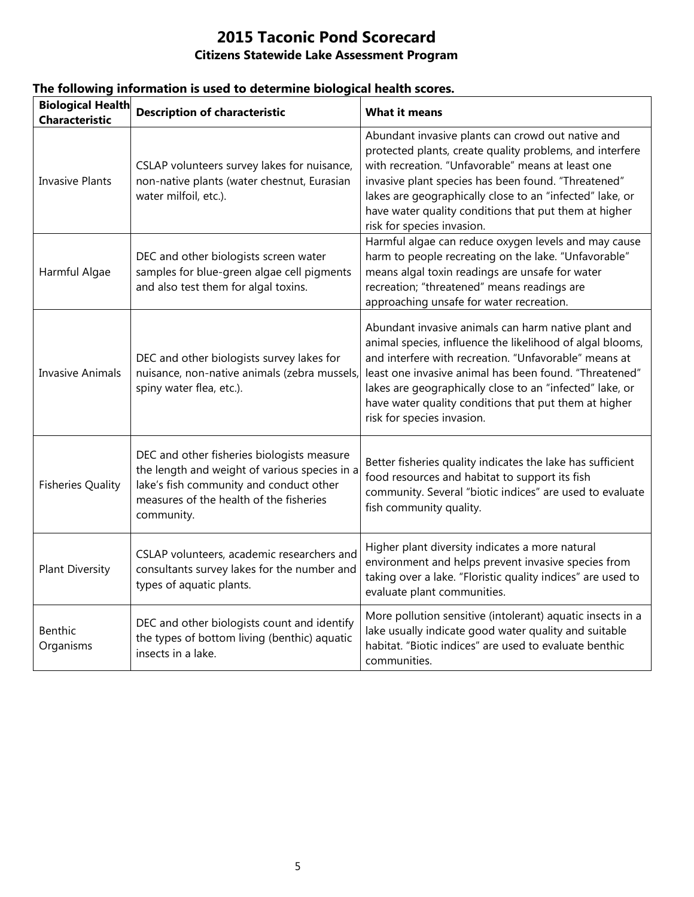# 2015 Taconic Pond Scorecard

## Citizens Statewide Lake Assessment Program

**The following information is used to determine biological health scores.**

| Biological Health Characteristic | Description of characteristic | What it means |
| --- | --- | --- |
| Invasive Plants | CSLAP volunteers survey lakes for nuisance, non-native plants (water chestnut, Eurasian water milfoil, etc.). | Abundant invasive plants can crowd out native and protected plants, create quality problems, and interfere with recreation. "Unfavorable" means at least one invasive plant species has been found. "Threatened" lakes are geographically close to an "infected" lake, or have water quality conditions that put them at higher risk for species invasion. |
| Harmful Algae | DEC and other biologists screen water samples for blue-green algae cell pigments and also test them for algal toxins. | Harmful algae can reduce oxygen levels and may cause harm to people recreating on the lake. "Unfavorable" means algal toxin readings are unsafe for water recreation; "threatened" means readings are approaching unsafe for water recreation. |
| Invasive Animals | DEC and other biologists survey lakes for nuisance, non-native animals (zebra mussels, spiny water flea, etc.). | Abundant invasive animals can harm native plant and animal species, influence the likelihood of algal blooms, and interfere with recreation. "Unfavorable" means at least one invasive animal has been found. "Threatened" lakes are geographically close to an "infected" lake, or have water quality conditions that put them at higher risk for species invasion. |
| Fisheries Quality | DEC and other fisheries biologists measure the length and weight of various species in a lake's fish community and conduct other measures of the health of the fisheries community. | Better fisheries quality indicates the lake has sufficient food resources and habitat to support its fish community. Several "biotic indices" are used to evaluate fish community quality. |
| Plant Diversity | CSLAP volunteers, academic researchers and consultants survey lakes for the number and types of aquatic plants. | Higher plant diversity indicates a more natural environment and helps prevent invasive species from taking over a lake. "Floristic quality indices" are used to evaluate plant communities. |
| Benthic Organisms | DEC and other biologists count and identify the types of bottom living (benthic) aquatic insects in a lake. | More pollution sensitive (intolerant) aquatic insects in a lake usually indicate good water quality and suitable habitat. "Biotic indices" are used to evaluate benthic communities. |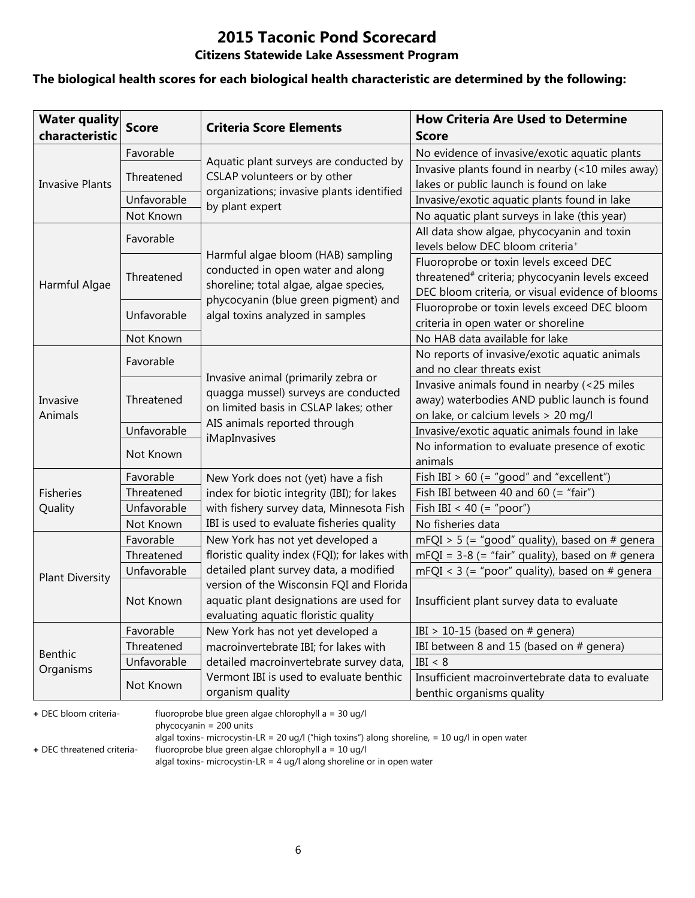# 2015 Taconic Pond Scorecard

## Citizens Statewide Lake Assessment Program

**The biological health scores for each biological health characteristic are determined by the following:**

| Water quality characteristic | Score | Criteria Score Elements | How Criteria Are Used to Determine Score |
|---|---|---|---|
| Invasive Plants | Favorable | Aquatic plant surveys are conducted by CSLAP volunteers or by other organizations; invasive plants identified by plant expert | No evidence of invasive/exotic aquatic plants |
| | Threatened | | Invasive plants found in nearby (<10 miles away) lakes or public launch is found on lake |
| | Unfavorable | | Invasive/exotic aquatic plants found in lake |
| | Not Known | | No aquatic plant surveys in lake (this year) |
| Harmful Algae | Favorable | Harmful algae bloom (HAB) sampling conducted in open water and along shoreline; total algae, algae species, phycocyanin (blue green pigment) and algal toxins analyzed in samples | All data show algae, phycocyanin and toxin levels below DEC bloom criteria+ |
| | Threatened | | Fluoroprobe or toxin levels exceed DEC threatened# criteria; phycocyanin levels exceed DEC bloom criteria, or visual evidence of blooms |
| | Unfavorable | | Fluoroprobe or toxin levels exceed DEC bloom criteria in open water or shoreline |
| | Not Known | | No HAB data available for lake |
| Invasive Animals | Favorable | Invasive animal (primarily zebra or quagga mussel) surveys are conducted on limited basis in CSLAP lakes; other AIS animals reported through iMapInvasives | No reports of invasive/exotic aquatic animals and no clear threats exist |
| | Threatened | | Invasive animals found in nearby (<25 miles away) waterbodies AND public launch is found on lake, or calcium levels > 20 mg/l |
| | Unfavorable | | Invasive/exotic aquatic animals found in lake |
| | Not Known | | No information to evaluate presence of exotic animals |
| Fisheries Quality | Favorable | New York does not (yet) have a fish index for biotic integrity (IBI); for lakes with fishery survey data, Minnesota Fish IBI is used to evaluate fisheries quality | Fish IBI > 60 (= "good" and "excellent") |
| | Threatened | | Fish IBI between 40 and 60 (= "fair") |
| | Unfavorable | | Fish IBI < 40 (= "poor") |
| | Not Known | | No fisheries data |
| Plant Diversity | Favorable | New York has not yet developed a floristic quality index (FQI); for lakes with detailed plant survey data, a modified version of the Wisconsin FQI and Florida aquatic plant designations are used for evaluating aquatic floristic quality | mFQI > 5 (= "good" quality), based on # genera |
| | Threatened | | mFQI = 3-8 (= "fair" quality), based on # genera |
| | Unfavorable | | mFQI < 3 (= "poor" quality), based on # genera |
| | Not Known | | Insufficient plant survey data to evaluate |
| Benthic Organisms | Favorable | New York has not yet developed a macroinvertebrate IBI; for lakes with detailed macroinvertebrate survey data, Vermont IBI is used to evaluate benthic organism quality | IBI > 10-15 (based on # genera) |
| | Threatened | | IBI between 8 and 15 (based on # genera) |
| | Unfavorable | | IBI < 8 |
| | Not Known | | Insufficient macroinvertebrate data to evaluate benthic organisms quality |

**+** DEC bloom criteria- fluoroprobe blue green algae chlorophyll a = 30 ug/l
phycocyanin = 200 units
algal toxins- microcystin-LR = 20 ug/l ("high toxins") along shoreline, = 10 ug/l in open water

**+** DEC threatened criteria- fluoroprobe blue green algae chlorophyll a = 10 ug/l
algal toxins- microcystin-LR = 4 ug/l along shoreline or in open water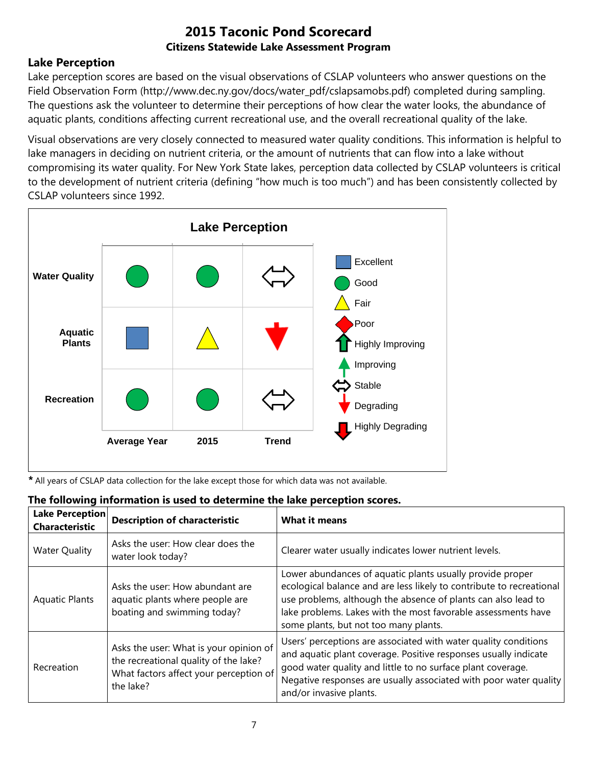# 2015 Taconic Pond Scorecard

**Citizens Statewide Lake Assessment Program**

## Lake Perception

Lake perception scores are based on the visual observations of CSLAP volunteers who answer questions on the Field Observation Form (http://www.dec.ny.gov/docs/water_pdf/cslapsamobs.pdf) completed during sampling. The questions ask the volunteer to determine their perceptions of how clear the water looks, the abundance of aquatic plants, conditions affecting current recreational use, and the overall recreational quality of the lake.

Visual observations are very closely connected to measured water quality conditions. This information is helpful to lake managers in deciding on nutrient criteria, or the amount of nutrients that can flow into a lake without compromising its water quality. For New York State lakes, perception data collected by CSLAP volunteers is critical to the development of nutrient criteria (defining "how much is too much") and has been consistently collected by CSLAP volunteers since 1992.

**Lake Perception**

| | Average Year | 2015 | Trend |
|---|---|---|---|
| Water Quality | Good | Good | Stable |
| Aquatic Plants | Excellent | Fair | Degrading |
| Recreation | Good | Good | Stable |

Legend: Excellent, Good, Fair, Poor, Highly Improving, Improving, Stable, Degrading, Highly Degrading

**\*** All years of CSLAP data collection for the lake except those for which data was not available.

**The following information is used to determine the lake perception scores.**

| Lake Perception Characteristic | Description of characteristic | What it means |
|---|---|---|
| Water Quality | Asks the user: How clear does the water look today? | Clearer water usually indicates lower nutrient levels. |
| Aquatic Plants | Asks the user: How abundant are aquatic plants where people are boating and swimming today? | Lower abundances of aquatic plants usually provide proper ecological balance and are less likely to contribute to recreational use problems, although the absence of plants can also lead to lake problems. Lakes with the most favorable assessments have some plants, but not too many plants. |
| Recreation | Asks the user: What is your opinion of the recreational quality of the lake? What factors affect your perception of the lake? | Users' perceptions are associated with water quality conditions and aquatic plant coverage. Positive responses usually indicate good water quality and little to no surface plant coverage. Negative responses are usually associated with poor water quality and/or invasive plants. |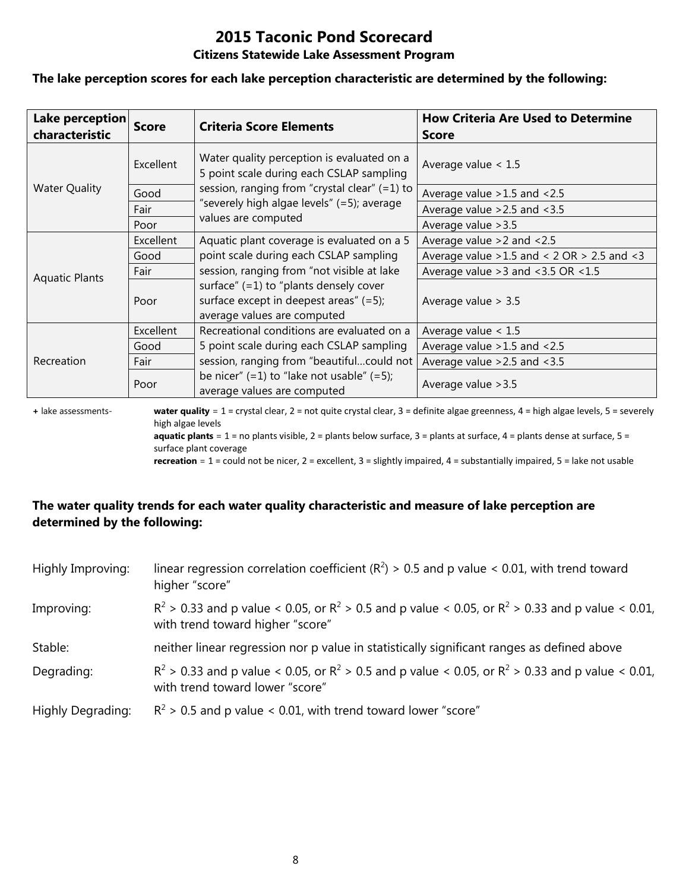# 2015 Taconic Pond Scorecard

## Citizens Statewide Lake Assessment Program

**The lake perception scores for each lake perception characteristic are determined by the following:**

| Lake perception characteristic | Score | Criteria Score Elements | How Criteria Are Used to Determine Score |
|---|---|---|---|
| Water Quality | Excellent | Water quality perception is evaluated on a 5 point scale during each CSLAP sampling session, ranging from "crystal clear" (=1) to "severely high algae levels" (=5); average values are computed | Average value < 1.5 |
| | Good | | Average value >1.5 and <2.5 |
| | Fair | | Average value >2.5 and <3.5 |
| | Poor | | Average value >3.5 |
| Aquatic Plants | Excellent | Aquatic plant coverage is evaluated on a 5 point scale during each CSLAP sampling session, ranging from "not visible at lake surface" (=1) to "plants densely cover surface except in deepest areas" (=5); average values are computed | Average value >2 and <2.5 |
| | Good | | Average value >1.5 and < 2 OR > 2.5 and <3 |
| | Fair | | Average value >3 and <3.5 OR <1.5 |
| | Poor | | Average value > 3.5 |
| Recreation | Excellent | Recreational conditions are evaluated on a 5 point scale during each CSLAP sampling session, ranging from "beautiful...could not be nicer" (=1) to "lake not usable" (=5); average values are computed | Average value < 1.5 |
| | Good | | Average value >1.5 and <2.5 |
| | Fair | | Average value >2.5 and <3.5 |
| | Poor | | Average value >3.5 |

+ lake assessments- **water quality** = 1 = crystal clear, 2 = not quite crystal clear, 3 = definite algae greenness, 4 = high algae levels, 5 = severely high algae levels
**aquatic plants** = 1 = no plants visible, 2 = plants below surface, 3 = plants at surface, 4 = plants dense at surface, 5 = surface plant coverage
**recreation** = 1 = could not be nicer, 2 = excellent, 3 = slightly impaired, 4 = substantially impaired, 5 = lake not usable

**The water quality trends for each water quality characteristic and measure of lake perception are determined by the following:**

Highly Improving: linear regression correlation coefficient ($R^2$) > 0.5 and p value < 0.01, with trend toward higher "score"

Improving: $R^2$ > 0.33 and p value < 0.05, or $R^2$ > 0.5 and p value < 0.05, or $R^2$ > 0.33 and p value < 0.01, with trend toward higher "score"

Stable: neither linear regression nor p value in statistically significant ranges as defined above

Degrading: $R^2$ > 0.33 and p value < 0.05, or $R^2$ > 0.5 and p value < 0.05, or $R^2$ > 0.33 and p value < 0.01, with trend toward lower "score"

Highly Degrading: $R^2$ > 0.5 and p value < 0.01, with trend toward lower "score"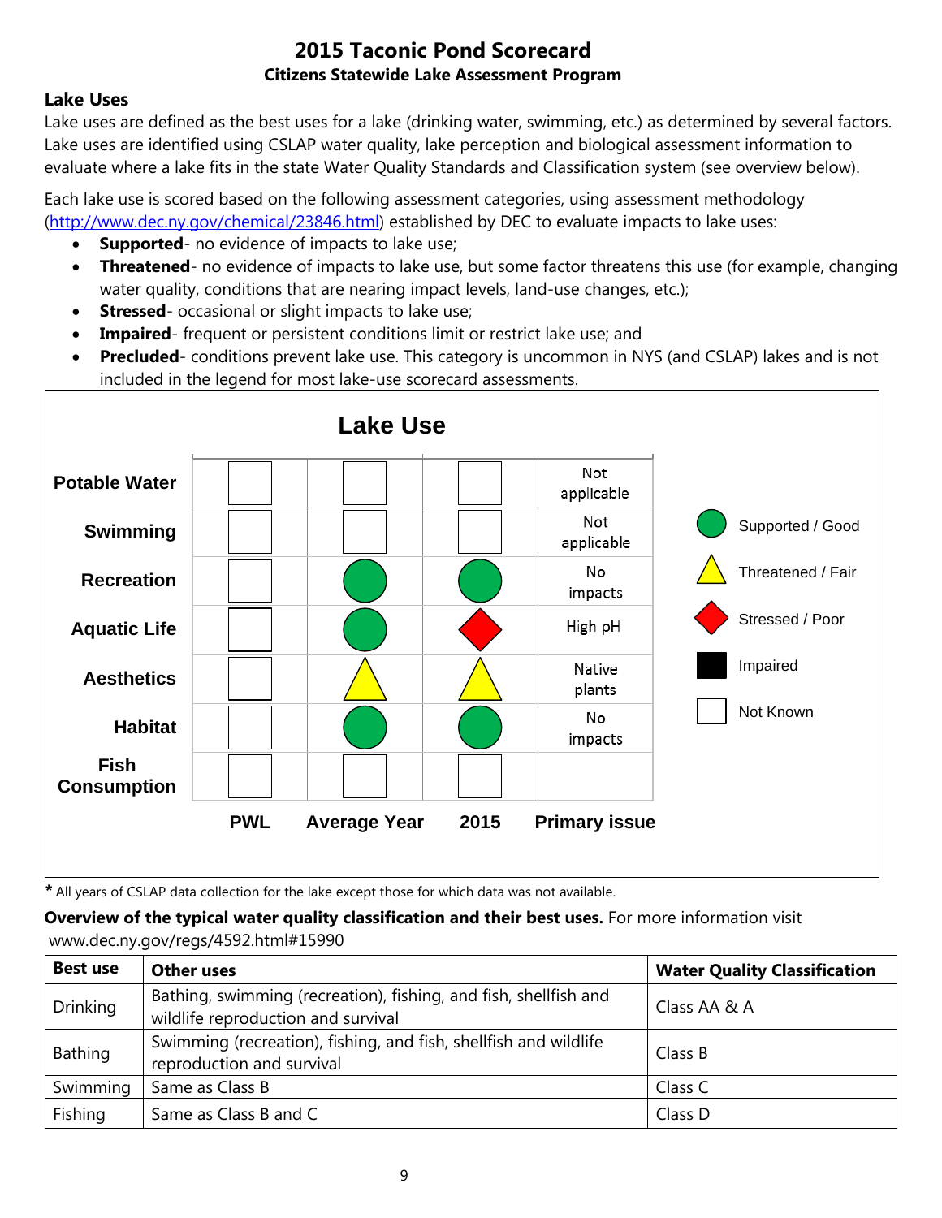# 2015 Taconic Pond Scorecard

### Citizens Statewide Lake Assessment Program

### Lake Uses

Lake uses are defined as the best uses for a lake (drinking water, swimming, etc.) as determined by several factors. Lake uses are identified using CSLAP water quality, lake perception and biological assessment information to evaluate where a lake fits in the state Water Quality Standards and Classification system (see overview below).

Each lake use is scored based on the following assessment categories, using assessment methodology (http://www.dec.ny.gov/chemical/23846.html) established by DEC to evaluate impacts to lake uses:

- **Supported**- no evidence of impacts to lake use;
- **Threatened**- no evidence of impacts to lake use, but some factor threatens this use (for example, changing water quality, conditions that are nearing impact levels, land-use changes, etc.);
- **Stressed**- occasional or slight impacts to lake use;
- **Impaired**- frequent or persistent conditions limit or restrict lake use; and
- **Precluded**- conditions prevent lake use. This category is uncommon in NYS (and CSLAP) lakes and is not included in the legend for most lake-use scorecard assessments.

**Lake Use**

| | PWL | Average Year | 2015 | Primary issue |
|---|---|---|---|---|
| Potable Water | Not Known | Not Known | Not Known | Not applicable |
| Swimming | Not Known | Not Known | Not Known | Not applicable |
| Recreation | Not Known | Supported / Good | Supported / Good | No impacts |
| Aquatic Life | Not Known | Supported / Good | Stressed / Poor | High pH |
| Aesthetics | Not Known | Threatened / Fair | Threatened / Fair | Native plants |
| Habitat | Not Known | Supported / Good | Supported / Good | No impacts |
| Fish Consumption | Not Known | Not Known | Not Known | |

Legend: Supported / Good; Threatened / Fair; Stressed / Poor; Impaired; Not Known

**\*** All years of CSLAP data collection for the lake except those for which data was not available.

**Overview of the typical water quality classification and their best uses.** For more information visit www.dec.ny.gov/regs/4592.html#15990

| Best use | Other uses | Water Quality Classification |
|---|---|---|
| Drinking | Bathing, swimming (recreation), fishing, and fish, shellfish and wildlife reproduction and survival | Class AA & A |
| Bathing | Swimming (recreation), fishing, and fish, shellfish and wildlife reproduction and survival | Class B |
| Swimming | Same as Class B | Class C |
| Fishing | Same as Class B and C | Class D |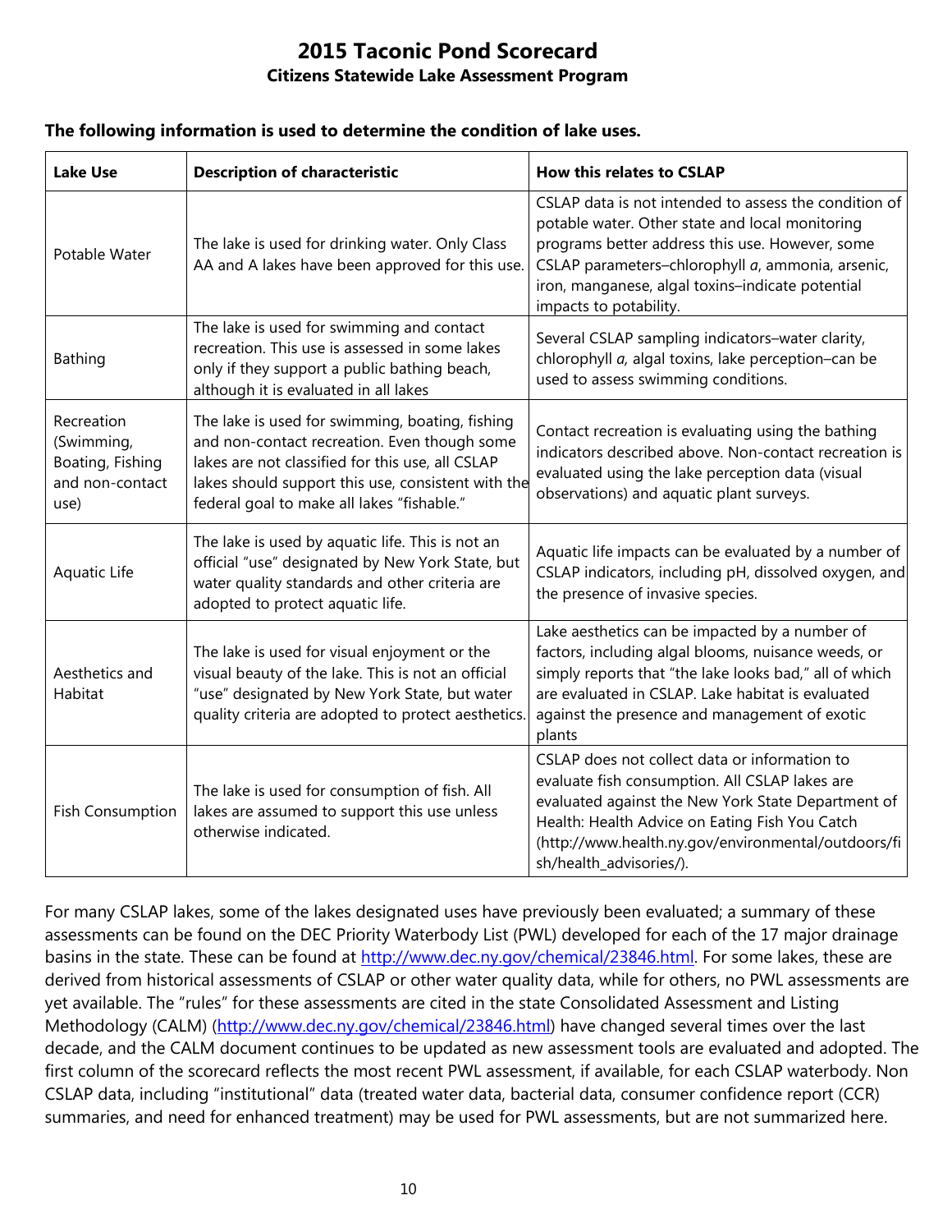# 2015 Taconic Pond Scorecard

### Citizens Statewide Lake Assessment Program

**The following information is used to determine the condition of lake uses.**

| Lake Use | Description of characteristic | How this relates to CSLAP |
|---|---|---|
| Potable Water | The lake is used for drinking water. Only Class AA and A lakes have been approved for this use. | CSLAP data is not intended to assess the condition of potable water. Other state and local monitoring programs better address this use. However, some CSLAP parameters–chlorophyll *a*, ammonia, arsenic, iron, manganese, algal toxins–indicate potential impacts to potability. |
| Bathing | The lake is used for swimming and contact recreation. This use is assessed in some lakes only if they support a public bathing beach, although it is evaluated in all lakes | Several CSLAP sampling indicators–water clarity, chlorophyll *a,* algal toxins, lake perception–can be used to assess swimming conditions. |
| Recreation (Swimming, Boating, Fishing and non-contact use) | The lake is used for swimming, boating, fishing and non-contact recreation. Even though some lakes are not classified for this use, all CSLAP lakes should support this use, consistent with the federal goal to make all lakes "fishable." | Contact recreation is evaluating using the bathing indicators described above. Non-contact recreation is evaluated using the lake perception data (visual observations) and aquatic plant surveys. |
| Aquatic Life | The lake is used by aquatic life. This is not an official "use" designated by New York State, but water quality standards and other criteria are adopted to protect aquatic life. | Aquatic life impacts can be evaluated by a number of CSLAP indicators, including pH, dissolved oxygen, and the presence of invasive species. |
| Aesthetics and Habitat | The lake is used for visual enjoyment or the visual beauty of the lake. This is not an official "use" designated by New York State, but water quality criteria are adopted to protect aesthetics. | Lake aesthetics can be impacted by a number of factors, including algal blooms, nuisance weeds, or simply reports that "the lake looks bad," all of which are evaluated in CSLAP. Lake habitat is evaluated against the presence and management of exotic plants |
| Fish Consumption | The lake is used for consumption of fish. All lakes are assumed to support this use unless otherwise indicated. | CSLAP does not collect data or information to evaluate fish consumption. All CSLAP lakes are evaluated against the New York State Department of Health: Health Advice on Eating Fish You Catch (http://www.health.ny.gov/environmental/outdoors/fish/health_advisories/). |

For many CSLAP lakes, some of the lakes designated uses have previously been evaluated; a summary of these assessments can be found on the DEC Priority Waterbody List (PWL) developed for each of the 17 major drainage basins in the state. These can be found at http://www.dec.ny.gov/chemical/23846.html. For some lakes, these are derived from historical assessments of CSLAP or other water quality data, while for others, no PWL assessments are yet available. The "rules" for these assessments are cited in the state Consolidated Assessment and Listing Methodology (CALM) (http://www.dec.ny.gov/chemical/23846.html) have changed several times over the last decade, and the CALM document continues to be updated as new assessment tools are evaluated and adopted. The first column of the scorecard reflects the most recent PWL assessment, if available, for each CSLAP waterbody. Non CSLAP data, including "institutional" data (treated water data, bacterial data, consumer confidence report (CCR) summaries, and need for enhanced treatment) may be used for PWL assessments, but are not summarized here.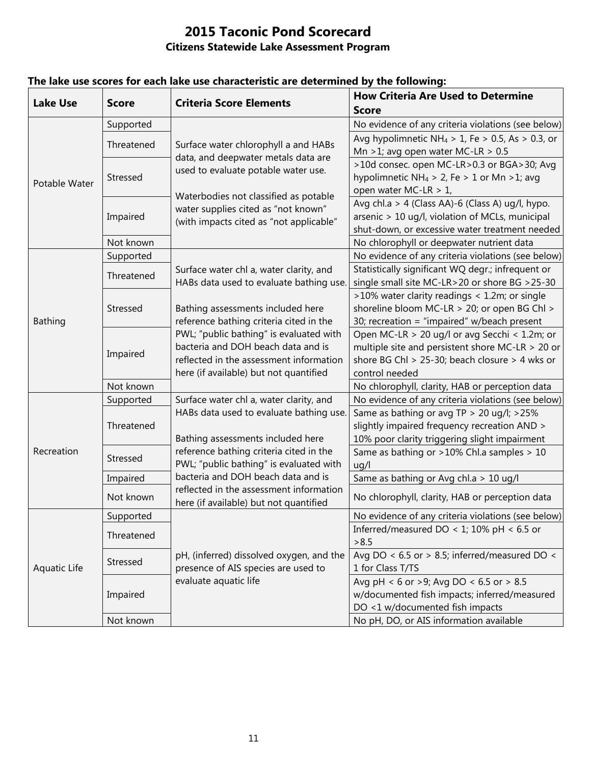# 2015 Taconic Pond Scorecard

## Citizens Statewide Lake Assessment Program

**The lake use scores for each lake use characteristic are determined by the following:**

| Lake Use | Score | Criteria Score Elements | How Criteria Are Used to Determine Score |
|---|---|---|---|
| Potable Water | Supported | Surface water chlorophyll a and HABs data, and deepwater metals data are used to evaluate potable water use. Waterbodies not classified as potable water supplies cited as "not known" (with impacts cited as "not applicable" | No evidence of any criteria violations (see below) |
| | Threatened | | Avg hypolimnetic $NH_4$ > 1, Fe > 0.5, As > 0.3, or Mn >1; avg open water MC-LR > 0.5 |
| | Stressed | | >10d consec. open MC-LR>0.3 or BGA>30; Avg hypolimnetic $NH_4$ > 2, Fe > 1 or Mn >1; avg open water MC-LR > 1, |
| | Impaired | | Avg chl.a > 4 (Class AA)-6 (Class A) ug/l, hypo. arsenic > 10 ug/l, violation of MCLs, municipal shut-down, or excessive water treatment needed |
| | Not known | | No chlorophyll or deepwater nutrient data |
| Bathing | Supported | Surface water chl a, water clarity, and HABs data used to evaluate bathing use. Bathing assessments included here reference bathing criteria cited in the PWL; "public bathing" is evaluated with bacteria and DOH beach data and is reflected in the assessment information here (if available) but not quantified | No evidence of any criteria violations (see below) |
| | Threatened | | Statistically significant WQ degr.; infrequent or single small site MC-LR>20 or shore BG >25-30 |
| | Stressed | | >10% water clarity readings < 1.2m; or single shoreline bloom MC-LR > 20; or open BG Chl > 30; recreation = "impaired" w/beach present |
| | Impaired | | Open MC-LR > 20 ug/l or avg Secchi < 1.2m; or multiple site and persistent shore MC-LR > 20 or shore BG Chl > 25-30; beach closure > 4 wks or control needed |
| | Not known | | No chlorophyll, clarity, HAB or perception data |
| Recreation | Supported | Surface water chl a, water clarity, and HABs data used to evaluate bathing use. Bathing assessments included here reference bathing criteria cited in the PWL; "public bathing" is evaluated with bacteria and DOH beach data and is reflected in the assessment information here (if available) but not quantified | No evidence of any criteria violations (see below) |
| | Threatened | | Same as bathing or avg TP > 20 ug/l; >25% slightly impaired frequency recreation AND > 10% poor clarity triggering slight impairment |
| | Stressed | | Same as bathing or >10% Chl.a samples > 10 ug/l |
| | Impaired | | Same as bathing or Avg chl.a > 10 ug/l |
| | Not known | | No chlorophyll, clarity, HAB or perception data |
| Aquatic Life | Supported | pH, (inferred) dissolved oxygen, and the presence of AIS species are used to evaluate aquatic life | No evidence of any criteria violations (see below) |
| | Threatened | | Inferred/measured DO < 1; 10% pH < 6.5 or >8.5 |
| | Stressed | | Avg DO < 6.5 or > 8.5; inferred/measured DO < 1 for Class T/TS |
| | Impaired | | Avg pH < 6 or >9; Avg DO < 6.5 or > 8.5 w/documented fish impacts; inferred/measured DO <1 w/documented fish impacts |
| | Not known | | No pH, DO, or AIS information available |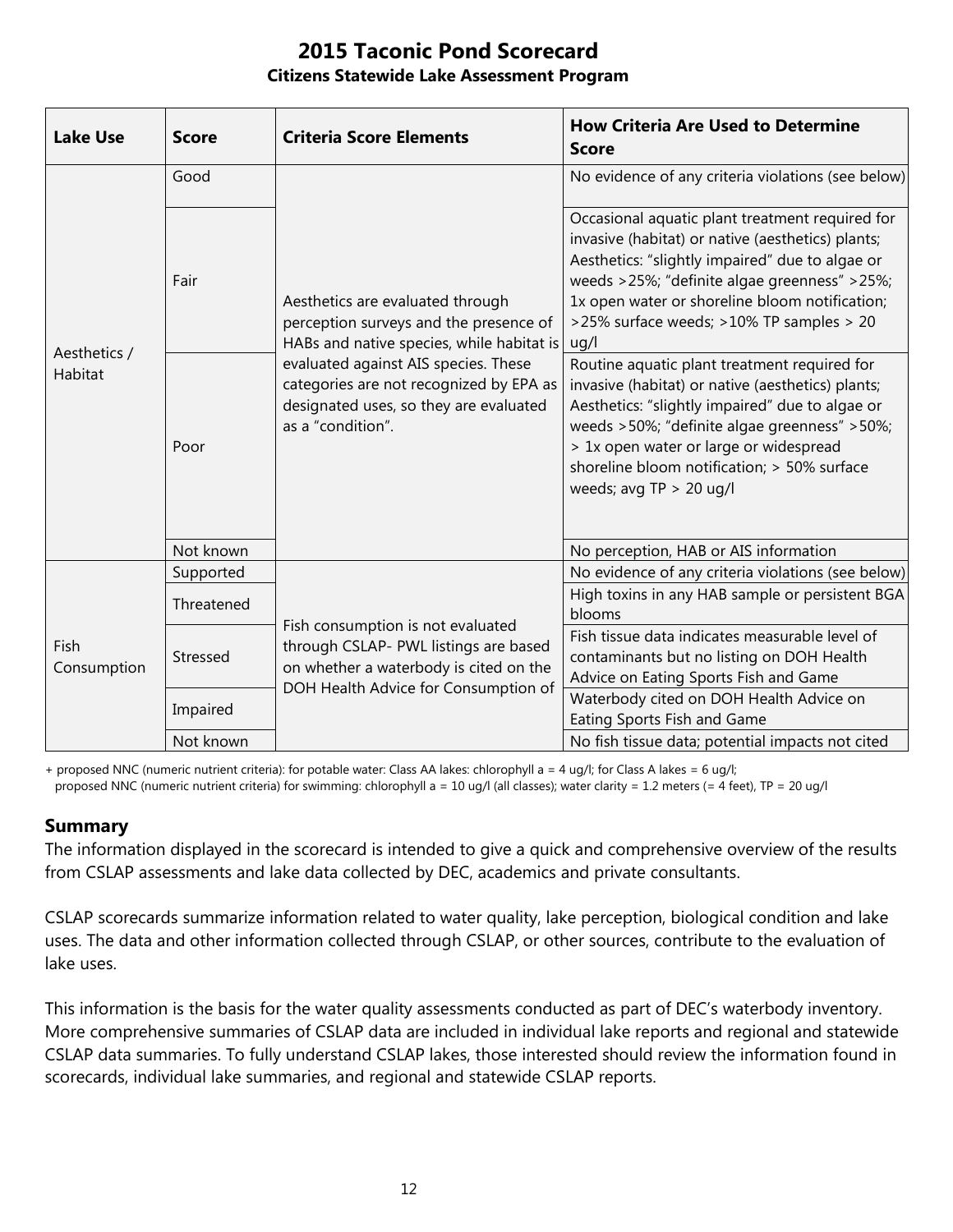# 2015 Taconic Pond Scorecard

**Citizens Statewide Lake Assessment Program**

| Lake Use | Score | Criteria Score Elements | How Criteria Are Used to Determine Score |
|---|---|---|---|
| Aesthetics / Habitat | Good | Aesthetics are evaluated through perception surveys and the presence of HABs and native species, while habitat is evaluated against AIS species. These categories are not recognized by EPA as designated uses, so they are evaluated as a "condition". | No evidence of any criteria violations (see below) |
| | Fair | | Occasional aquatic plant treatment required for invasive (habitat) or native (aesthetics) plants; Aesthetics: "slightly impaired" due to algae or weeds >25%; "definite algae greenness" >25%; 1x open water or shoreline bloom notification; >25% surface weeds; >10% TP samples > 20 ug/l |
| | Poor | | Routine aquatic plant treatment required for invasive (habitat) or native (aesthetics) plants; Aesthetics: "slightly impaired" due to algae or weeds >50%; "definite algae greenness" >50%; > 1x open water or large or widespread shoreline bloom notification; > 50% surface weeds; avg TP > 20 ug/l |
| | Not known | | No perception, HAB or AIS information |
| Fish Consumption | Supported | Fish consumption is not evaluated through CSLAP- PWL listings are based on whether a waterbody is cited on the DOH Health Advice for Consumption of | No evidence of any criteria violations (see below) |
| | Threatened | | High toxins in any HAB sample or persistent BGA blooms |
| | Stressed | | Fish tissue data indicates measurable level of contaminants but no listing on DOH Health Advice on Eating Sports Fish and Game |
| | Impaired | | Waterbody cited on DOH Health Advice on Eating Sports Fish and Game |
| | Not known | | No fish tissue data; potential impacts not cited |

+ proposed NNC (numeric nutrient criteria): for potable water: Class AA lakes: chlorophyll a = 4 ug/l; for Class A lakes = 6 ug/l;
proposed NNC (numeric nutrient criteria) for swimming: chlorophyll a = 10 ug/l (all classes); water clarity = 1.2 meters (= 4 feet), TP = 20 ug/l

## Summary

The information displayed in the scorecard is intended to give a quick and comprehensive overview of the results from CSLAP assessments and lake data collected by DEC, academics and private consultants.

CSLAP scorecards summarize information related to water quality, lake perception, biological condition and lake uses. The data and other information collected through CSLAP, or other sources, contribute to the evaluation of lake uses.

This information is the basis for the water quality assessments conducted as part of DEC's waterbody inventory. More comprehensive summaries of CSLAP data are included in individual lake reports and regional and statewide CSLAP data summaries. To fully understand CSLAP lakes, those interested should review the information found in scorecards, individual lake summaries, and regional and statewide CSLAP reports.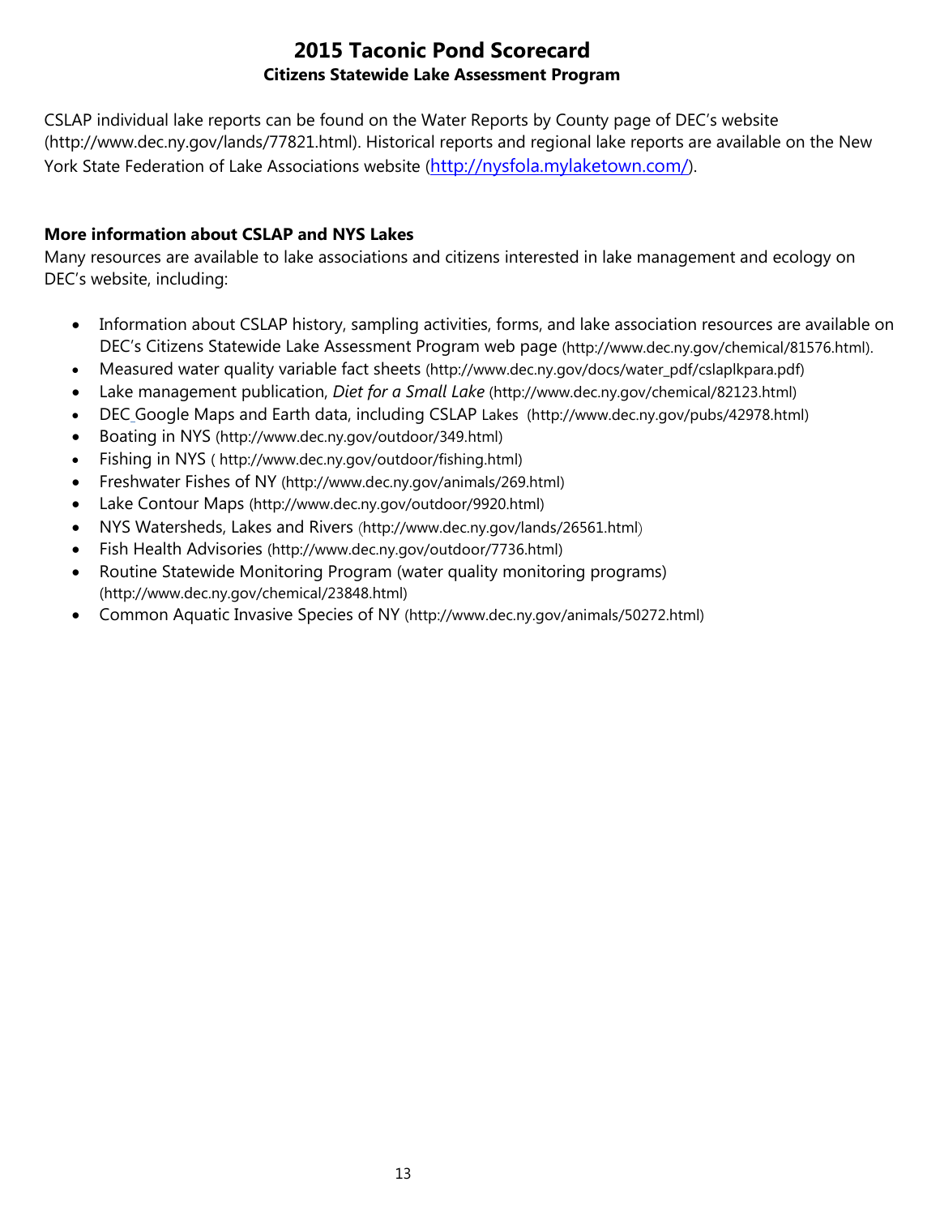# 2015 Taconic Pond Scorecard

### Citizens Statewide Lake Assessment Program

CSLAP individual lake reports can be found on the Water Reports by County page of DEC's website (http://www.dec.ny.gov/lands/77821.html). Historical reports and regional lake reports are available on the New York State Federation of Lake Associations website (http://nysfola.mylaketown.com/).

**More information about CSLAP and NYS Lakes**

Many resources are available to lake associations and citizens interested in lake management and ecology on DEC's website, including:

- Information about CSLAP history, sampling activities, forms, and lake association resources are available on DEC's Citizens Statewide Lake Assessment Program web page (http://www.dec.ny.gov/chemical/81576.html).
- Measured water quality variable fact sheets (http://www.dec.ny.gov/docs/water_pdf/cslaplkpara.pdf)
- Lake management publication, *Diet for a Small Lake* (http://www.dec.ny.gov/chemical/82123.html)
- DEC Google Maps and Earth data, including CSLAP Lakes (http://www.dec.ny.gov/pubs/42978.html)
- Boating in NYS (http://www.dec.ny.gov/outdoor/349.html)
- Fishing in NYS ( http://www.dec.ny.gov/outdoor/fishing.html)
- Freshwater Fishes of NY (http://www.dec.ny.gov/animals/269.html)
- Lake Contour Maps (http://www.dec.ny.gov/outdoor/9920.html)
- NYS Watersheds, Lakes and Rivers (http://www.dec.ny.gov/lands/26561.html)
- Fish Health Advisories (http://www.dec.ny.gov/outdoor/7736.html)
- Routine Statewide Monitoring Program (water quality monitoring programs) (http://www.dec.ny.gov/chemical/23848.html)
- Common Aquatic Invasive Species of NY (http://www.dec.ny.gov/animals/50272.html)